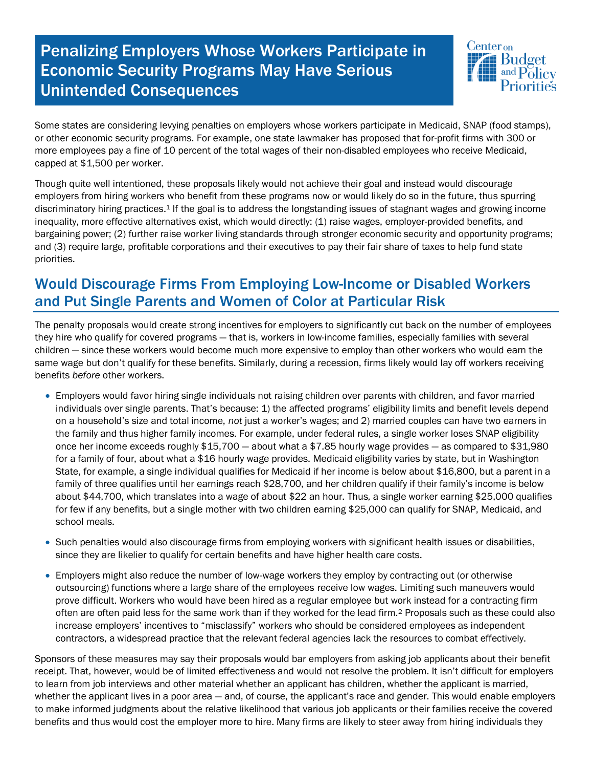# Penalizing Employers Whose Workers Participate in Economic Security Programs May Have Serious Unintended Consequences

Some states are considering levying penalties on employers whose workers participate in Medicaid, SNAP (food stamps), or other economic security programs. For example, one state lawmaker has proposed that for-profit firms with 300 or more employees pay a fine of 10 percent of the total wages of their non-disabled employees who receive Medicaid, capped at $1,500 per worker.

Though quite well intentioned, these proposals likely would not achieve their goal and instead would discourage employers from hiring workers who benefit from these programs now or would likely do so in the future, thus spurring discriminatory hiring practices.[1] If the goal is to address the longstanding issues of stagnant wages and growing income inequality, more effective alternatives exist, which would directly: (1) raise wages, employer-provided benefits, and bargaining power; (2) further raise worker living standards through stronger economic security and opportunity programs; and (3) require large, profitable corporations and their executives to pay their fair share of taxes to help fund state priorities.

## Would Discourage Firms From Employing Low-Income or Disabled Workers and Put Single Parents and Women of Color at Particular Risk

The penalty proposals would create strong incentives for employers to significantly cut back on the number of employees they hire who qualify for covered programs — that is, workers in low-income families, especially families with several children — since these workers would become much more expensive to employ than other workers who would earn the same wage but don't qualify for these benefits. Similarly, during a recession, firms likely would lay off workers receiving benefits *before* other workers.

- Employers would favor hiring single individuals not raising children over parents with children, and favor married individuals over single parents. That's because: 1) the affected programs' eligibility limits and benefit levels depend on a household's size and total income, *not* just a worker's wages; and 2) married couples can have two earners in the family and thus higher family incomes. For example, under federal rules, a single worker loses SNAP eligibility once her income exceeds roughly $15,700 — about what a $7.85 hourly wage provides — as compared to $31,980 for a family of four, about what a $16 hourly wage provides. Medicaid eligibility varies by state, but in Washington State, for example, a single individual qualifies for Medicaid if her income is below about $16,800, but a parent in a family of three qualifies until her earnings reach $28,700, and her children qualify if their family's income is below about $44,700, which translates into a wage of about $22 an hour. Thus, a single worker earning $25,000 qualifies for few if any benefits, but a single mother with two children earning $25,000 can qualify for SNAP, Medicaid, and school meals.
- Such penalties would also discourage firms from employing workers with significant health issues or disabilities, since they are likelier to qualify for certain benefits and have higher health care costs.
- Employers might also reduce the number of low-wage workers they employ by contracting out (or otherwise outsourcing) functions where a large share of the employees receive low wages. Limiting such maneuvers would prove difficult. Workers who would have been hired as a regular employee but work instead for a contracting firm often are often paid less for the same work than if they worked for the lead firm.[2] Proposals such as these could also increase employers' incentives to "misclassify" workers who should be considered employees as independent contractors, a widespread practice that the relevant federal agencies lack the resources to combat effectively.

Sponsors of these measures may say their proposals would bar employers from asking job applicants about their benefit receipt. That, however, would be of limited effectiveness and would not resolve the problem. It isn't difficult for employers to learn from job interviews and other material whether an applicant has children, whether the applicant is married, whether the applicant lives in a poor area — and, of course, the applicant's race and gender. This would enable employers to make informed judgments about the relative likelihood that various job applicants or their families receive the covered benefits and thus would cost the employer more to hire. Many firms are likely to steer away from hiring individuals they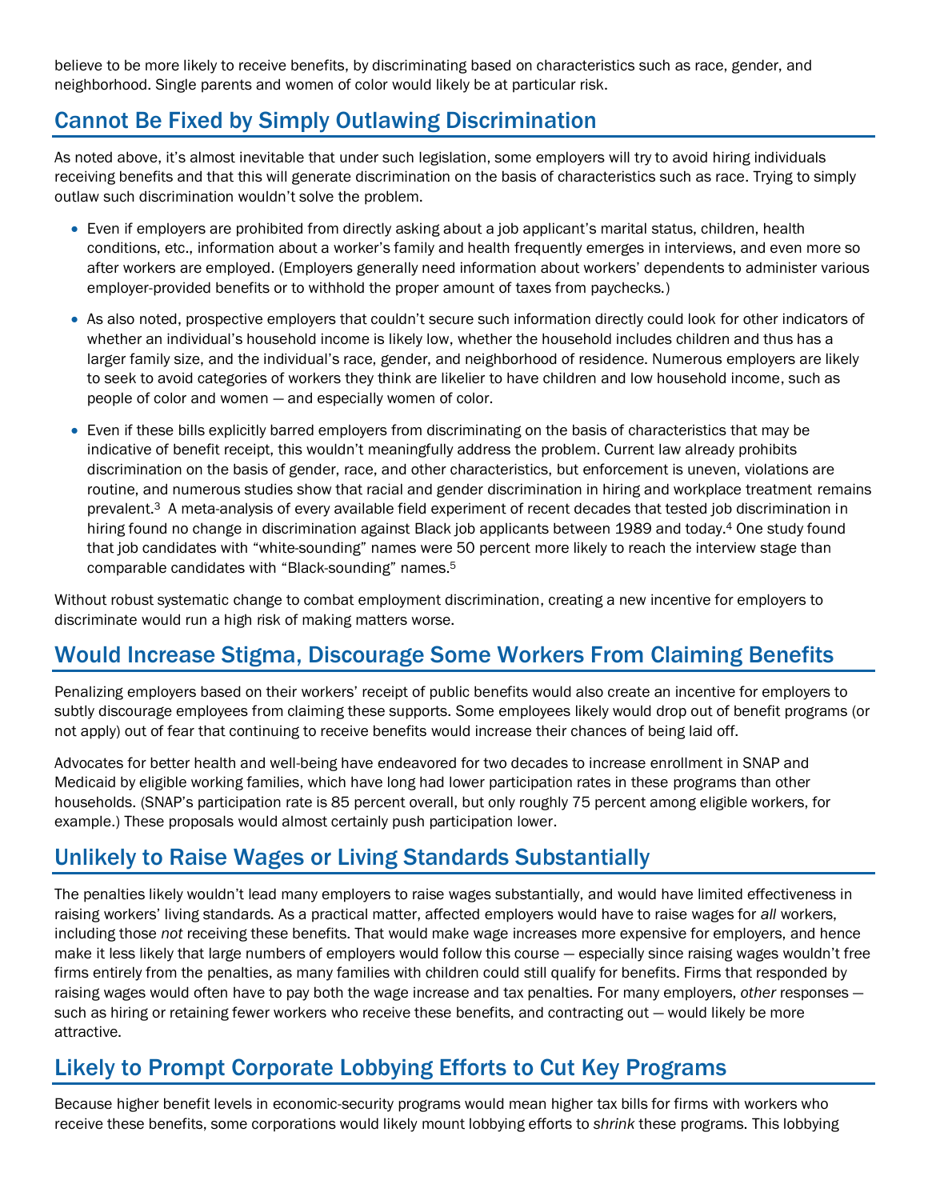believe to be more likely to receive benefits, by discriminating based on characteristics such as race, gender, and neighborhood. Single parents and women of color would likely be at particular risk.

## Cannot Be Fixed by Simply Outlawing Discrimination

As noted above, it's almost inevitable that under such legislation, some employers will try to avoid hiring individuals receiving benefits and that this will generate discrimination on the basis of characteristics such as race. Trying to simply outlaw such discrimination wouldn't solve the problem.

- Even if employers are prohibited from directly asking about a job applicant's marital status, children, health conditions, etc., information about a worker's family and health frequently emerges in interviews, and even more so after workers are employed. (Employers generally need information about workers' dependents to administer various employer-provided benefits or to withhold the proper amount of taxes from paychecks.)
- As also noted, prospective employers that couldn't secure such information directly could look for other indicators of whether an individual's household income is likely low, whether the household includes children and thus has a larger family size, and the individual's race, gender, and neighborhood of residence. Numerous employers are likely to seek to avoid categories of workers they think are likelier to have children and low household income, such as people of color and women — and especially women of color.
- Even if these bills explicitly barred employers from discriminating on the basis of characteristics that may be indicative of benefit receipt, this wouldn't meaningfully address the problem. Current law already prohibits discrimination on the basis of gender, race, and other characteristics, but enforcement is uneven, violations are routine, and numerous studies show that racial and gender discrimination in hiring and workplace treatment remains prevalent.[3] A meta-analysis of every available field experiment of recent decades that tested job discrimination in hiring found no change in discrimination against Black job applicants between 1989 and today.[4] One study found that job candidates with "white-sounding" names were 50 percent more likely to reach the interview stage than comparable candidates with "Black-sounding" names.[5]

Without robust systematic change to combat employment discrimination, creating a new incentive for employers to discriminate would run a high risk of making matters worse.

## Would Increase Stigma, Discourage Some Workers From Claiming Benefits

Penalizing employers based on their workers' receipt of public benefits would also create an incentive for employers to subtly discourage employees from claiming these supports. Some employees likely would drop out of benefit programs (or not apply) out of fear that continuing to receive benefits would increase their chances of being laid off.

Advocates for better health and well-being have endeavored for two decades to increase enrollment in SNAP and Medicaid by eligible working families, which have long had lower participation rates in these programs than other households. (SNAP's participation rate is 85 percent overall, but only roughly 75 percent among eligible workers, for example.) These proposals would almost certainly push participation lower.

## Unlikely to Raise Wages or Living Standards Substantially

The penalties likely wouldn't lead many employers to raise wages substantially, and would have limited effectiveness in raising workers' living standards. As a practical matter, affected employers would have to raise wages for *all* workers, including those *not* receiving these benefits. That would make wage increases more expensive for employers, and hence make it less likely that large numbers of employers would follow this course — especially since raising wages wouldn't free firms entirely from the penalties, as many families with children could still qualify for benefits. Firms that responded by raising wages would often have to pay both the wage increase and tax penalties. For many employers, *other* responses — such as hiring or retaining fewer workers who receive these benefits, and contracting out — would likely be more attractive.

## Likely to Prompt Corporate Lobbying Efforts to Cut Key Programs

Because higher benefit levels in economic-security programs would mean higher tax bills for firms with workers who receive these benefits, some corporations would likely mount lobbying efforts to *shrink* these programs. This lobbying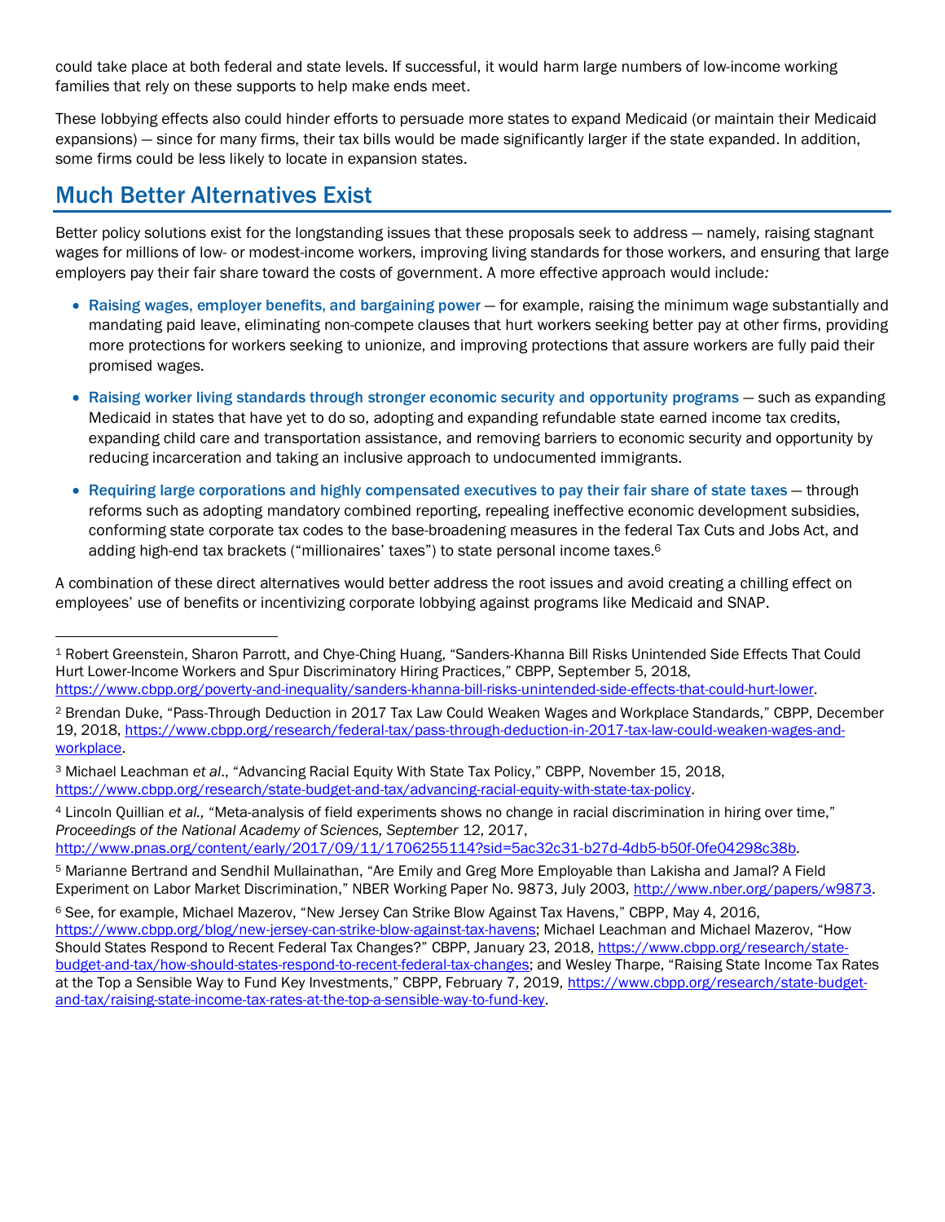could take place at both federal and state levels. If successful, it would harm large numbers of low-income working families that rely on these supports to help make ends meet.

These lobbying effects also could hinder efforts to persuade more states to expand Medicaid (or maintain their Medicaid expansions) — since for many firms, their tax bills would be made significantly larger if the state expanded. In addition, some firms could be less likely to locate in expansion states.

## Much Better Alternatives Exist

Better policy solutions exist for the longstanding issues that these proposals seek to address — namely, raising stagnant wages for millions of low- or modest-income workers, improving living standards for those workers, and ensuring that large employers pay their fair share toward the costs of government. A more effective approach would include*:*

- **Raising wages, employer benefits, and bargaining power** — for example, raising the minimum wage substantially and mandating paid leave, eliminating non-compete clauses that hurt workers seeking better pay at other firms, providing more protections for workers seeking to unionize, and improving protections that assure workers are fully paid their promised wages.
- **Raising worker living standards through stronger economic security and opportunity programs** — such as expanding Medicaid in states that have yet to do so, adopting and expanding refundable state earned income tax credits, expanding child care and transportation assistance, and removing barriers to economic security and opportunity by reducing incarceration and taking an inclusive approach to undocumented immigrants.
- **Requiring large corporations and highly compensated executives to pay their fair share of state taxes** — through reforms such as adopting mandatory combined reporting, repealing ineffective economic development subsidies, conforming state corporate tax codes to the base-broadening measures in the federal Tax Cuts and Jobs Act, and adding high-end tax brackets ("millionaires' taxes") to state personal income taxes.[6]

A combination of these direct alternatives would better address the root issues and avoid creating a chilling effect on employees' use of benefits or incentivizing corporate lobbying against programs like Medicaid and SNAP.

---

[1] Robert Greenstein, Sharon Parrott, and Chye-Ching Huang, "Sanders-Khanna Bill Risks Unintended Side Effects That Could Hurt Lower-Income Workers and Spur Discriminatory Hiring Practices," CBPP, September 5, 2018, https://www.cbpp.org/poverty-and-inequality/sanders-khanna-bill-risks-unintended-side-effects-that-could-hurt-lower.

[2] Brendan Duke, "Pass-Through Deduction in 2017 Tax Law Could Weaken Wages and Workplace Standards," CBPP, December 19, 2018, https://www.cbpp.org/research/federal-tax/pass-through-deduction-in-2017-tax-law-could-weaken-wages-and-workplace.

[3] Michael Leachman *et al*., "Advancing Racial Equity With State Tax Policy," CBPP, November 15, 2018, https://www.cbpp.org/research/state-budget-and-tax/advancing-racial-equity-with-state-tax-policy.

[4] Lincoln Quillian *et al.,* "Meta-analysis of field experiments shows no change in racial discrimination in hiring over time," *Proceedings of the National Academy of Sciences, September* 12, 2017, http://www.pnas.org/content/early/2017/09/11/1706255114?sid=5ac32c31-b27d-4db5-b50f-0fe04298c38b.

[5] Marianne Bertrand and Sendhil Mullainathan, "Are Emily and Greg More Employable than Lakisha and Jamal? A Field Experiment on Labor Market Discrimination," NBER Working Paper No. 9873, July 2003, http://www.nber.org/papers/w9873.

[6] See, for example, Michael Mazerov, "New Jersey Can Strike Blow Against Tax Havens," CBPP, May 4, 2016, https://www.cbpp.org/blog/new-jersey-can-strike-blow-against-tax-havens; Michael Leachman and Michael Mazerov, "How Should States Respond to Recent Federal Tax Changes?" CBPP, January 23, 2018, https://www.cbpp.org/research/state-budget-and-tax/how-should-states-respond-to-recent-federal-tax-changes; and Wesley Tharpe, "Raising State Income Tax Rates at the Top a Sensible Way to Fund Key Investments," CBPP, February 7, 2019, https://www.cbpp.org/research/state-budget-and-tax/raising-state-income-tax-rates-at-the-top-a-sensible-way-to-fund-key.